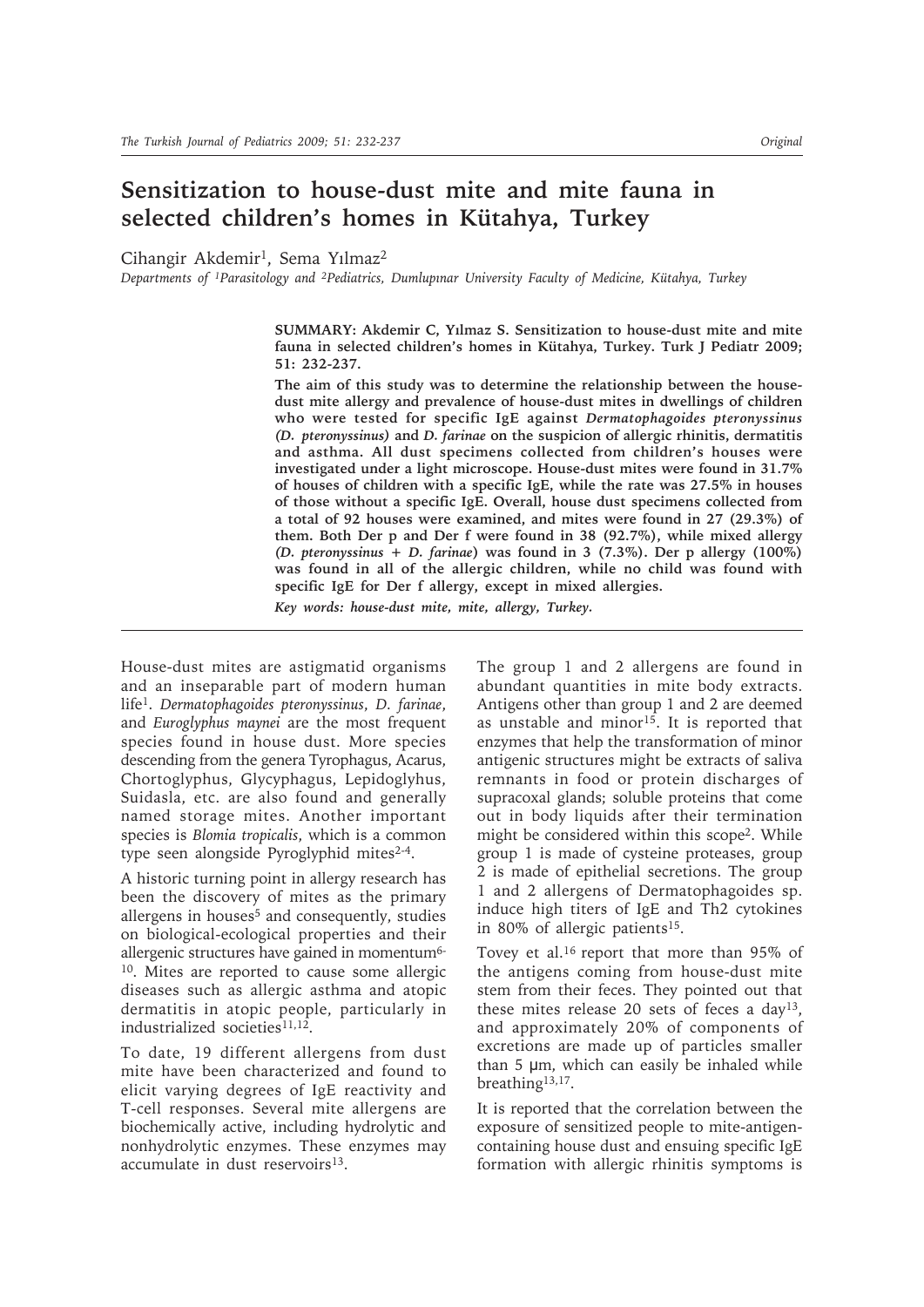# Sensitization to house-dust mite and mite fauna in selected children's homes in Kütahya, Turkey

Cihangir Akdemir[1], Sema Yılmaz[2]

*Departments of [1]Parasitology and [2]Pediatrics, Dumlupınar University Faculty of Medicine, Kütahya, Turkey*

**SUMMARY: Akdemir C, Yılmaz S. Sensitization to house-dust mite and mite fauna in selected children's homes in Kütahya, Turkey. Turk J Pediatr 2009; 51: 232-237.**

**The aim of this study was to determine the relationship between the house-dust mite allergy and prevalence of house-dust mites in dwellings of children who were tested for specific IgE against *Dermatophagoides pteronyssinus (D. pteronyssinus)* and *D. farinae* on the suspicion of allergic rhinitis, dermatitis and asthma. All dust specimens collected from children's houses were investigated under a light microscope. House-dust mites were found in 31.7% of houses of children with a specific IgE, while the rate was 27.5% in houses of those without a specific IgE. Overall, house dust specimens collected from a total of 92 houses were examined, and mites were found in 27 (29.3%) of them. Both Der p and Der f were found in 38 (92.7%), while mixed allergy (*D. pteronyssinus + D. farinae*) was found in 3 (7.3%). Der p allergy (100%) was found in all of the allergic children, while no child was found with specific IgE for Der f allergy, except in mixed allergies.**

***Key words: house-dust mite, mite, allergy, Turkey.***

House-dust mites are astigmatid organisms and an inseparable part of modern human life[1]. *Dermatophagoides pteronyssinus*, *D. farinae*, and *Euroglyphus maynei* are the most frequent species found in house dust. More species descending from the genera Tyrophagus, Acarus, Chortoglyphus, Glycyphagus, Lepidoglyhus, Suidasla, etc. are also found and generally named storage mites. Another important species is *Blomia tropicalis*, which is a common type seen alongside Pyroglyphid mites[2-4].

A historic turning point in allergy research has been the discovery of mites as the primary allergens in houses[5] and consequently, studies on biological-ecological properties and their allergenic structures have gained in momentum[6-10]. Mites are reported to cause some allergic diseases such as allergic asthma and atopic dermatitis in atopic people, particularly in industrialized societies[11,12].

To date, 19 different allergens from dust mite have been characterized and found to elicit varying degrees of IgE reactivity and T-cell responses. Several mite allergens are biochemically active, including hydrolytic and nonhydrolytic enzymes. These enzymes may accumulate in dust reservoirs[13].

The group 1 and 2 allergens are found in abundant quantities in mite body extracts. Antigens other than group 1 and 2 are deemed as unstable and minor[15]. It is reported that enzymes that help the transformation of minor antigenic structures might be extracts of saliva remnants in food or protein discharges of supracoxal glands; soluble proteins that come out in body liquids after their termination might be considered within this scope[2]. While group 1 is made of cysteine proteases, group 2 is made of epithelial secretions. The group 1 and 2 allergens of Dermatophagoides sp. induce high titers of IgE and Th2 cytokines in 80% of allergic patients[15].

Tovey et al.[16] report that more than 95% of the antigens coming from house-dust mite stem from their feces. They pointed out that these mites release 20 sets of feces a day[13], and approximately 20% of components of excretions are made up of particles smaller than 5 μm, which can easily be inhaled while breathing[13,17].

It is reported that the correlation between the exposure of sensitized people to mite-antigen-containing house dust and ensuing specific IgE formation with allergic rhinitis symptoms is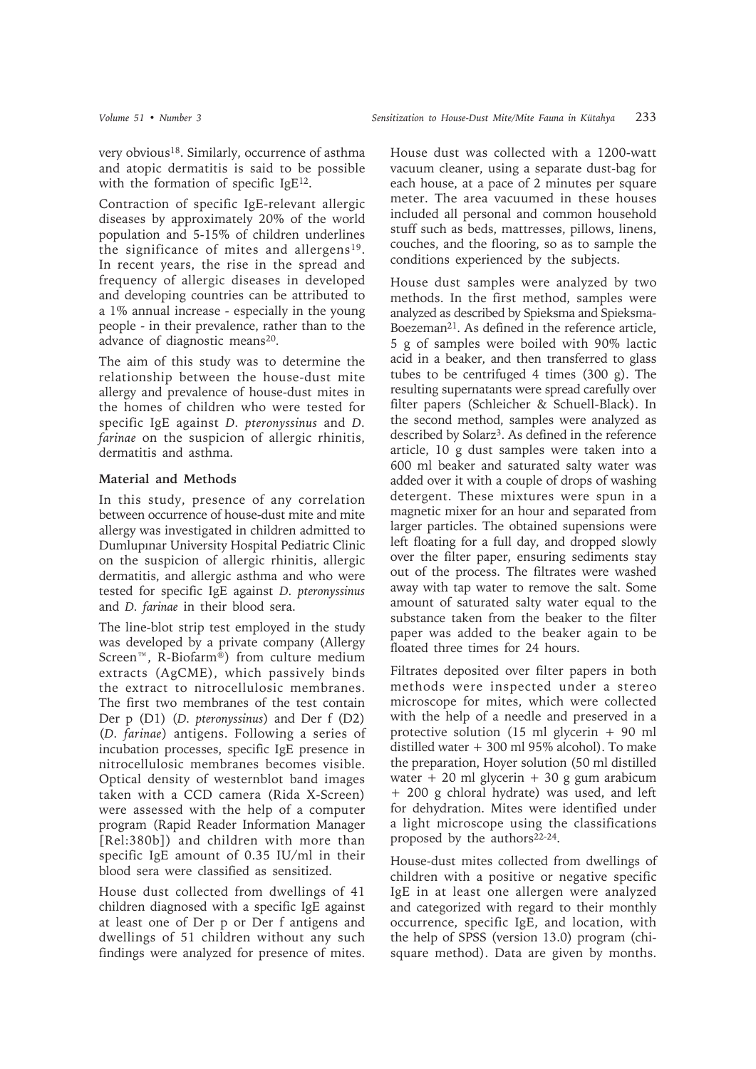very obvious[18]. Similarly, occurrence of asthma and atopic dermatitis is said to be possible with the formation of specific IgE[12].

Contraction of specific IgE-relevant allergic diseases by approximately 20% of the world population and 5-15% of children underlines the significance of mites and allergens[19]. In recent years, the rise in the spread and frequency of allergic diseases in developed and developing countries can be attributed to a 1% annual increase - especially in the young people - in their prevalence, rather than to the advance of diagnostic means[20].

The aim of this study was to determine the relationship between the house-dust mite allergy and prevalence of house-dust mites in the homes of children who were tested for specific IgE against *D. pteronyssinus* and *D. farinae* on the suspicion of allergic rhinitis, dermatitis and asthma.

## Material and Methods

In this study, presence of any correlation between occurrence of house-dust mite and mite allergy was investigated in children admitted to Dumlupınar University Hospital Pediatric Clinic on the suspicion of allergic rhinitis, allergic dermatitis, and allergic asthma and who were tested for specific IgE against *D. pteronyssinus* and *D. farinae* in their blood sera.

The line-blot strip test employed in the study was developed by a private company (Allergy Screen™, R-Biofarm®) from culture medium extracts (AgCME), which passively binds the extract to nitrocellulosic membranes. The first two membranes of the test contain Der p (D1) (*D. pteronyssinus*) and Der f (D2) (*D. farinae*) antigens. Following a series of incubation processes, specific IgE presence in nitrocellulosic membranes becomes visible. Optical density of westernblot band images taken with a CCD camera (Rida X-Screen) were assessed with the help of a computer program (Rapid Reader Information Manager [Rel:380b]) and children with more than specific IgE amount of 0.35 IU/ml in their blood sera were classified as sensitized.

House dust collected from dwellings of 41 children diagnosed with a specific IgE against at least one of Der p or Der f antigens and dwellings of 51 children without any such findings were analyzed for presence of mites.

House dust was collected with a 1200-watt vacuum cleaner, using a separate dust-bag for each house, at a pace of 2 minutes per square meter. The area vacuumed in these houses included all personal and common household stuff such as beds, mattresses, pillows, linens, couches, and the flooring, so as to sample the conditions experienced by the subjects.

House dust samples were analyzed by two methods. In the first method, samples were analyzed as described by Spieksma and Spieksma-Boezeman[21]. As defined in the reference article, 5 g of samples were boiled with 90% lactic acid in a beaker, and then transferred to glass tubes to be centrifuged 4 times (300 g). The resulting supernatants were spread carefully over filter papers (Schleicher & Schuell-Black). In the second method, samples were analyzed as described by Solarz[3]. As defined in the reference article, 10 g dust samples were taken into a 600 ml beaker and saturated salty water was added over it with a couple of drops of washing detergent. These mixtures were spun in a magnetic mixer for an hour and separated from larger particles. The obtained supensions were left floating for a full day, and dropped slowly over the filter paper, ensuring sediments stay out of the process. The filtrates were washed away with tap water to remove the salt. Some amount of saturated salty water equal to the substance taken from the beaker to the filter paper was added to the beaker again to be floated three times for 24 hours.

Filtrates deposited over filter papers in both methods were inspected under a stereo microscope for mites, which were collected with the help of a needle and preserved in a protective solution (15 ml glycerin + 90 ml distilled water + 300 ml 95% alcohol). To make the preparation, Hoyer solution (50 ml distilled water + 20 ml glycerin + 30 g gum arabicum + 200 g chloral hydrate) was used, and left for dehydration. Mites were identified under a light microscope using the classifications proposed by the authors[22-24].

House-dust mites collected from dwellings of children with a positive or negative specific IgE in at least one allergen were analyzed and categorized with regard to their monthly occurrence, specific IgE, and location, with the help of SPSS (version 13.0) program (chi-square method). Data are given by months.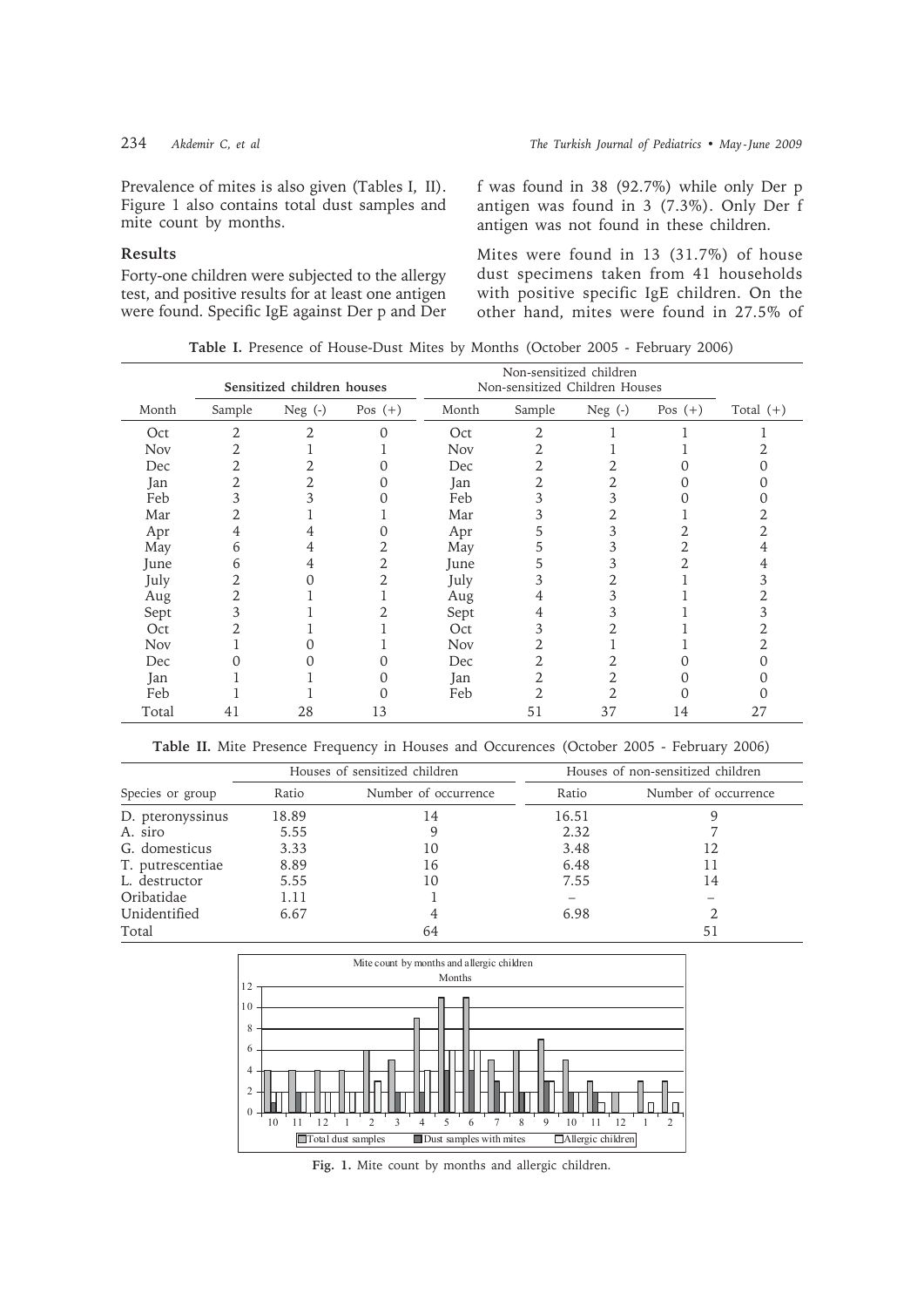Prevalence of mites is also given (Tables I, II). Figure 1 also contains total dust samples and mite count by months.

## Results

Forty-one children were subjected to the allergy test, and positive results for at least one antigen were found. Specific IgE against Der p and Der f was found in 38 (92.7%) while only Der p antigen was found in 3 (7.3%). Only Der f antigen was not found in these children.

Mites were found in 13 (31.7%) of house dust specimens taken from 41 households with positive specific IgE children. On the other hand, mites were found in 27.5% of

**Table I.** Presence of House-Dust Mites by Months (October 2005 - February 2006)

| | Sensitized children houses | | | Non-sensitized children Non-sensitized Children Houses | | | | |
|---|---|---|---|---|---|---|---|---|
| Month | Sample | Neg (-) | Pos (+) | Month | Sample | Neg (-) | Pos (+) | Total (+) |
| Oct | 2 | 2 | 0 | Oct | 2 | 1 | 1 | 1 |
| Nov | 2 | 1 | 1 | Nov | 2 | 1 | 1 | 2 |
| Dec | 2 | 2 | 0 | Dec | 2 | 2 | 0 | 0 |
| Jan | 2 | 2 | 0 | Jan | 2 | 2 | 0 | 0 |
| Feb | 3 | 3 | 0 | Feb | 3 | 3 | 0 | 0 |
| Mar | 2 | 1 | 1 | Mar | 3 | 2 | 1 | 2 |
| Apr | 4 | 4 | 0 | Apr | 5 | 3 | 2 | 2 |
| May | 6 | 4 | 2 | May | 5 | 3 | 2 | 4 |
| June | 6 | 4 | 2 | June | 5 | 3 | 2 | 4 |
| July | 2 | 0 | 2 | July | 3 | 2 | 1 | 3 |
| Aug | 2 | 1 | 1 | Aug | 4 | 3 | 1 | 2 |
| Sept | 3 | 1 | 2 | Sept | 4 | 3 | 1 | 3 |
| Oct | 2 | 1 | 1 | Oct | 3 | 2 | 1 | 2 |
| Nov | 1 | 0 | 1 | Nov | 2 | 1 | 1 | 2 |
| Dec | 0 | 0 | 0 | Dec | 2 | 2 | 0 | 0 |
| Jan | 1 | 1 | 0 | Jan | 2 | 2 | 0 | 0 |
| Feb | 1 | 1 | 0 | Feb | 2 | 2 | 0 | 0 |
| Total | 41 | 28 | 13 | | 51 | 37 | 14 | 27 |

**Table II.** Mite Presence Frequency in Houses and Occurences (October 2005 - February 2006)

| | Houses of sensitized children | | Houses of non-sensitized children | |
|---|---|---|---|---|
| Species or group | Ratio | Number of occurrence | Ratio | Number of occurrence |
| D. pteronyssinus | 18.89 | 14 | 16.51 | 9 |
| A. siro | 5.55 | 9 | 2.32 | 7 |
| G. domesticus | 3.33 | 10 | 3.48 | 12 |
| T. putrescentiae | 8.89 | 16 | 6.48 | 11 |
| L. destructor | 5.55 | 10 | 7.55 | 14 |
| Oribatidae | 1.11 | 1 | – | – |
| Unidentified | 6.67 | 4 | 6.98 | 2 |
| Total | | 64 | | 51 |

**Fig. 1.** Mite count by months and allergic children.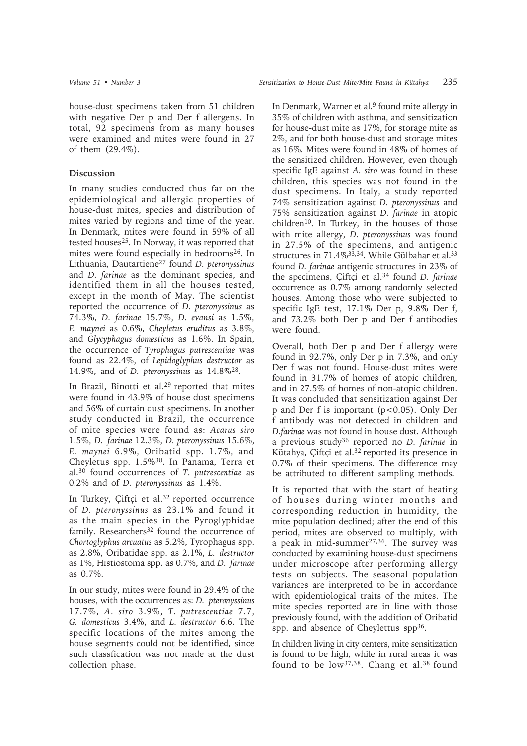house-dust specimens taken from 51 children with negative Der p and Der f allergens. In total, 92 specimens from as many houses were examined and mites were found in 27 of them (29.4%).

## Discussion

In many studies conducted thus far on the epidemiological and allergic properties of house-dust mites, species and distribution of mites varied by regions and time of the year. In Denmark, mites were found in 59% of all tested houses[25]. In Norway, it was reported that mites were found especially in bedrooms[26]. In Lithuania, Dautartiene[27] found *D. pteronyssinus* and *D. farinae* as the dominant species, and identified them in all the houses tested, except in the month of May. The scientist reported the occurrence of *D. pteronyssinus* as 74.3%, *D. farinae* 15.7%, *D. evansi* as 1.5%, *E. maynei* as 0.6%, *Cheyletus eruditus* as 3.8%, and *Glycyphagus domesticus* as 1.6%. In Spain, the occurrence of *Tyrophagus putrescentiae* was found as 22.4%, of *Lepidoglyphus destructor* as 14.9%, and of *D. pteronyssinus* as 14.8%[28].

In Brazil, Binotti et al.[29] reported that mites were found in 43.9% of house dust specimens and 56% of curtain dust specimens. In another study conducted in Brazil, the occurrence of mite species were found as: *Acarus siro* 1.5%, *D. farinae* 12.3%, *D. pteronyssinus* 15.6%, *E. maynei* 6.9%, Oribatid spp. 1.7%, and Cheyletus spp. 1.5%[30]. In Panama, Terra et al.[30] found occurrences of *T. putrescentiae* as 0.2% and of *D. pteronyssinus* as 1.4%.

In Turkey, Çiftçi et al.[32] reported occurrence of *D. pteronyssinus* as 23.1% and found it as the main species in the Pyroglyphidae family. Researchers[32] found the occurrence of *Chortoglyphus arcuatus* as 5.2%, Tyrophagus spp. as 2.8%, Oribatidae spp. as 2.1%, *L. destructor* as 1%, Histiostoma spp. as 0.7%, and *D. farinae* as 0.7%.

In our study, mites were found in 29.4% of the houses, with the occurrences as: *D. pteronyssinus* 17.7%, *A. siro* 3.9%, *T. putrescentiae* 7.7, *G. domesticus* 3.4%, and *L. destructor* 6.6. The specific locations of the mites among the house segments could not be identified, since such classfication was not made at the dust collection phase.

In Denmark, Warner et al.[9] found mite allergy in 35% of children with asthma, and sensitization for house-dust mite as 17%, for storage mite as 2%, and for both house-dust and storage mites as 16%. Mites were found in 48% of homes of the sensitized children. However, even though specific IgE against *A. siro* was found in these children, this species was not found in the dust specimens. In Italy, a study reported 74% sensitization against *D. pteronyssinus* and 75% sensitization against *D. farinae* in atopic children[10]. In Turkey, in the houses of those with mite allergy, *D. pteronyssinus* was found in 27.5% of the specimens, and antigenic structures in 71.4%[33,34]. While Gülbahar et al.[33] found *D. farinae* antigenic structures in 23% of the specimens, Çiftçi et al.[34] found *D. farinae* occurrence as 0.7% among randomly selected houses. Among those who were subjected to specific IgE test, 17.1% Der p, 9.8% Der f, and 73.2% both Der p and Der f antibodies were found.

Overall, both Der p and Der f allergy were found in 92.7%, only Der p in 7.3%, and only Der f was not found. House-dust mites were found in 31.7% of homes of atopic children, and in 27.5% of homes of non-atopic children. It was concluded that sensitization against Der p and Der f is important ($p<0.05$). Only Der f antibody was not detected in children and *D.farinae* was not found in house dust. Although a previous study[36] reported no *D. farinae* in Kütahya, Çiftçi et al.[32] reported its presence in 0.7% of their specimens. The difference may be attributed to different sampling methods.

It is reported that with the start of heating of houses during winter months and corresponding reduction in humidity, the mite population declined; after the end of this period, mites are observed to multiply, with a peak in mid-summer[27,36]. The survey was conducted by examining house-dust specimens under microscope after performing allergy tests on subjects. The seasonal population variances are interpreted to be in accordance with epidemiological traits of the mites. The mite species reported are in line with those previously found, with the addition of Oribatid spp. and absence of Cheylettus spp[36].

In children living in city centers, mite sensitization is found to be high, while in rural areas it was found to be low[37,38]. Chang et al.[38] found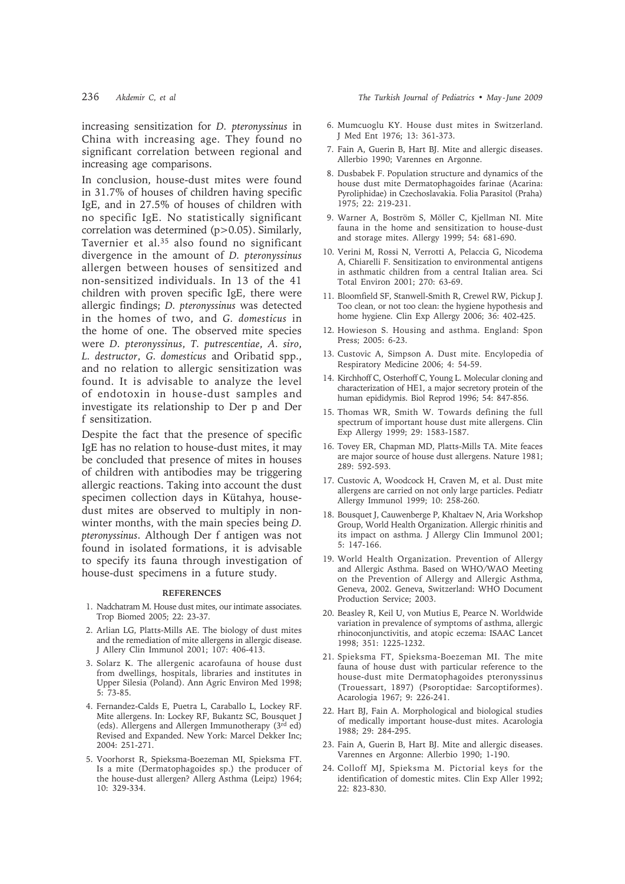increasing sensitization for *D. pteronyssinus* in China with increasing age. They found no significant correlation between regional and increasing age comparisons.

In conclusion, house-dust mites were found in 31.7% of houses of children having specific IgE, and in 27.5% of houses of children with no specific IgE. No statistically significant correlation was determined (p>0.05). Similarly, Tavernier et al.[35] also found no significant divergence in the amount of *D. pteronyssinus* allergen between houses of sensitized and non-sensitized individuals. In 13 of the 41 children with proven specific IgE, there were allergic findings; *D. pteronyssinus* was detected in the homes of two, and *G. domesticus* in the home of one. The observed mite species were *D. pteronyssinus*, *T. putrescentiae*, *A. siro*, *L. destructor*, *G. domesticus* and Oribatid spp., and no relation to allergic sensitization was found. It is advisable to analyze the level of endotoxin in house-dust samples and investigate its relationship to Der p and Der f sensitization.

Despite the fact that the presence of specific IgE has no relation to house-dust mites, it may be concluded that presence of mites in houses of children with antibodies may be triggering allergic reactions. Taking into account the dust specimen collection days in Kütahya, house-dust mites are observed to multiply in non-winter months, with the main species being *D. pteronyssinus*. Although Der f antigen was not found in isolated formations, it is advisable to specify its fauna through investigation of house-dust specimens in a future study.

## REFERENCES

1. Nadchatram M. House dust mites, our intimate associates. Trop Biomed 2005; 22: 23-37.
2. Arlian LG, Platts-Mills AE. The biology of dust mites and the remediation of mite allergens in allergic disease. J Allery Clin Immunol 2001; 107: 406-413.
3. Solarz K. The allergenic acarofauna of house dust from dwellings, hospitals, libraries and institutes in Upper Silesia (Poland). Ann Agric Environ Med 1998; 5: 73-85.
4. Fernandez-Calds E, Puetra L, Caraballo L, Lockey RF. Mite allergens. In: Lockey RF, Bukantz SC, Bousquet J (eds). Allergens and Allergen Immunotherapy (3rd ed) Revised and Expanded. New York: Marcel Dekker Inc; 2004: 251-271.
5. Voorhorst R, Spieksma-Boezeman MI, Spieksma FT. Is a mite (Dermatophagoides sp.) the producer of the house-dust allergen? Allerg Asthma (Leipz) 1964; 10: 329-334.
6. Mumcuoglu KY. House dust mites in Switzerland. J Med Ent 1976; 13: 361-373.
7. Fain A, Guerin B, Hart BJ. Mite and allergic diseases. Allerbio 1990; Varennes en Argonne.
8. Dusbabek F. Population structure and dynamics of the house dust mite Dermatophagoides farinae (Acarina: Pyroliphidae) in Czechoslavakia. Folia Parasitol (Praha) 1975; 22: 219-231.
9. Warner A, Boström S, Möller C, Kjellman NI. Mite fauna in the home and sensitization to house-dust and storage mites. Allergy 1999; 54: 681-690.
10. Verini M, Rossi N, Verrotti A, Pelaccia G, Nicodema A, Chiarelli F. Sensitization to environmental antigens in asthmatic children from a central Italian area. Sci Total Environ 2001; 270: 63-69.
11. Bloomfield SF, Stanwell-Smith R, Crewel RW, Pickup J. Too clean, or not too clean: the hygiene hypothesis and home hygiene. Clin Exp Allergy 2006; 36: 402-425.
12. Howieson S. Housing and asthma. England: Spon Press; 2005: 6-23.
13. Custovic A, Simpson A. Dust mite. Encylopedia of Respiratory Medicine 2006; 4: 54-59.
14. Kirchhoff C, Osterhoff C, Young L. Molecular cloning and characterization of HE1, a major secretory protein of the human epididymis. Biol Reprod 1996; 54: 847-856.
15. Thomas WR, Smith W. Towards defining the full spectrum of important house dust mite allergens. Clin Exp Allergy 1999; 29: 1583-1587.
16. Tovey ER, Chapman MD, Platts-Mills TA. Mite feaces are major source of house dust allergens. Nature 1981; 289: 592-593.
17. Custovic A, Woodcock H, Craven M, et al. Dust mite allergens are carried on not only large particles. Pediatr Allergy Immunol 1999; 10: 258-260.
18. Bousquet J, Cauwenberge P, Khaltaev N, Aria Workshop Group, World Health Organization. Allergic rhinitis and its impact on asthma. J Allergy Clin Immunol 2001; 5: 147-166.
19. World Health Organization. Prevention of Allergy and Allergic Asthma. Based on WHO/WAO Meeting on the Prevention of Allergy and Allergic Asthma, Geneva, 2002. Geneva, Switzerland: WHO Document Production Service; 2003.
20. Beasley R, Keil U, von Mutius E, Pearce N. Worldwide variation in prevalence of symptoms of asthma, allergic rhinoconjunctivitis, and atopic eczema: ISAAC Lancet 1998; 351: 1225-1232.
21. Spieksma FT, Spieksma-Boezeman MI. The mite fauna of house dust with particular reference to the house-dust mite Dermatophagoides pteronyssinus (Trouessart, 1897) (Psoroptidae: Sarcoptiformes). Acarologia 1967; 9: 226-241.
22. Hart BJ, Fain A. Morphological and biological studies of medically important house-dust mites. Acarologia 1988; 29: 284-295.
23. Fain A, Guerin B, Hart BJ. Mite and allergic diseases. Varennes en Argonne: Allerbio 1990; 1-190.
24. Colloff MJ, Spieksma M. Pictorial keys for the identification of domestic mites. Clin Exp Aller 1992; 22: 823-830.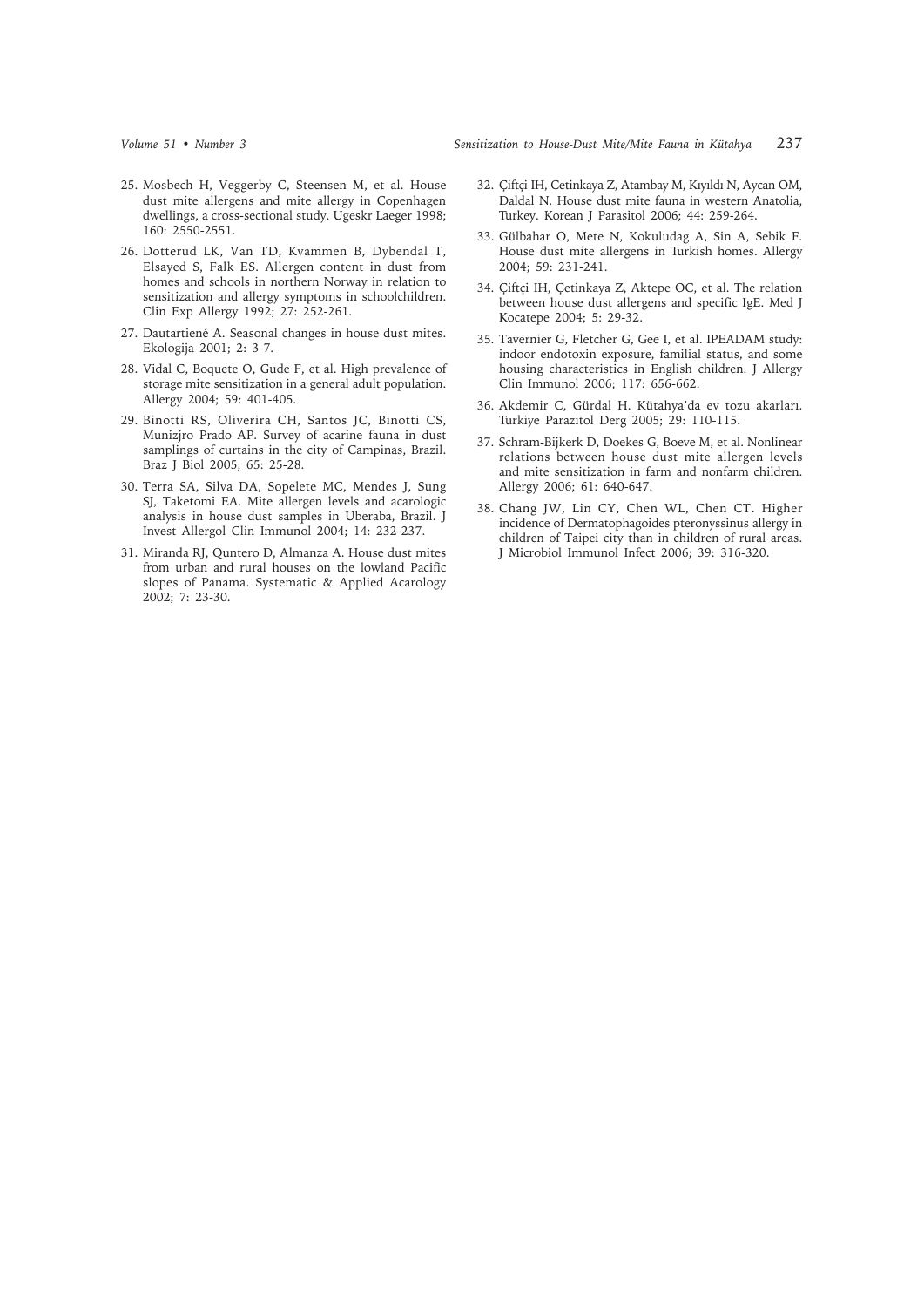25. Mosbech H, Veggerby C, Steensen M, et al. House dust mite allergens and mite allergy in Copenhagen dwellings, a cross-sectional study. Ugeskr Laeger 1998; 160: 2550-2551.
26. Dotterud LK, Van TD, Kvammen B, Dybendal T, Elsayed S, Falk ES. Allergen content in dust from homes and schools in northern Norway in relation to sensitization and allergy symptoms in schoolchildren. Clin Exp Allergy 1992; 27: 252-261.
27. Dautartiené A. Seasonal changes in house dust mites. Ekologija 2001; 2: 3-7.
28. Vidal C, Boquete O, Gude F, et al. High prevalence of storage mite sensitization in a general adult population. Allergy 2004; 59: 401-405.
29. Binotti RS, Oliverira CH, Santos JC, Binotti CS, Munizjro Prado AP. Survey of acarine fauna in dust samplings of curtains in the city of Campinas, Brazil. Braz J Biol 2005; 65: 25-28.
30. Terra SA, Silva DA, Sopelete MC, Mendes J, Sung SJ, Taketomi EA. Mite allergen levels and acarologic analysis in house dust samples in Uberaba, Brazil. J Invest Allergol Clin Immunol 2004; 14: 232-237.
31. Miranda RJ, Quntero D, Almanza A. House dust mites from urban and rural houses on the lowland Pacific slopes of Panama. Systematic & Applied Acarology 2002; 7: 23-30.
32. Çiftçi IH, Cetinkaya Z, Atambay M, Kıyıldı N, Aycan OM, Daldal N. House dust mite fauna in western Anatolia, Turkey. Korean J Parasitol 2006; 44: 259-264.
33. Gülbahar O, Mete N, Kokuludag A, Sin A, Sebik F. House dust mite allergens in Turkish homes. Allergy 2004; 59: 231-241.
34. Çiftçi IH, Çetinkaya Z, Aktepe OC, et al. The relation between house dust allergens and specific IgE. Med J Kocatepe 2004; 5: 29-32.
35. Tavernier G, Fletcher G, Gee I, et al. IPEADAM study: indoor endotoxin exposure, familial status, and some housing characteristics in English children. J Allergy Clin Immunol 2006; 117: 656-662.
36. Akdemir C, Gürdal H. Kütahya'da ev tozu akarları. Turkiye Parazitol Derg 2005; 29: 110-115.
37. Schram-Bijkerk D, Doekes G, Boeve M, et al. Nonlinear relations between house dust mite allergen levels and mite sensitization in farm and nonfarm children. Allergy 2006; 61: 640-647.
38. Chang JW, Lin CY, Chen WL, Chen CT. Higher incidence of Dermatophagoides pteronyssinus allergy in children of Taipei city than in children of rural areas. J Microbiol Immunol Infect 2006; 39: 316-320.